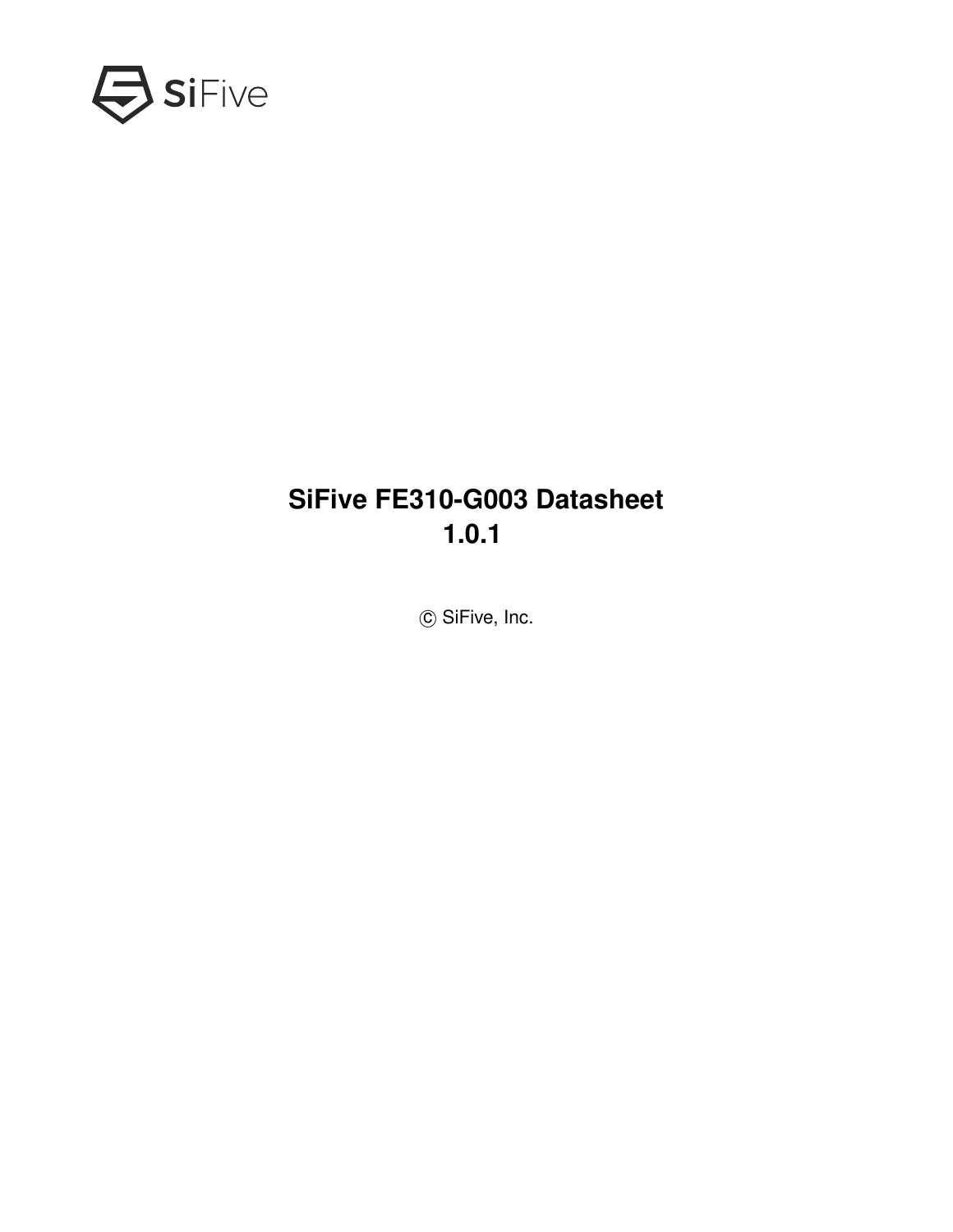SiFive

# SiFive FE310-G003 Datasheet 1.0.1

© SiFive, Inc.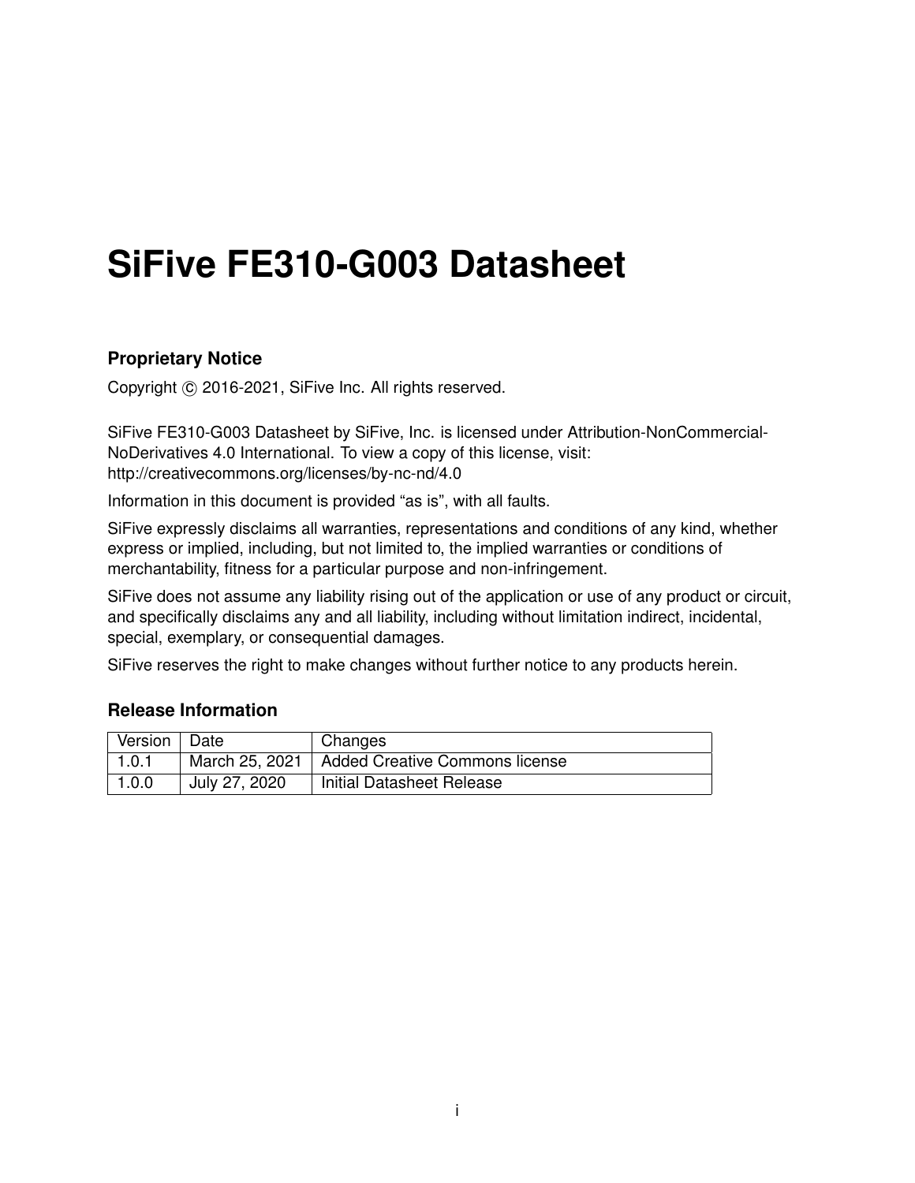# SiFive FE310-G003 Datasheet

### Proprietary Notice

Copyright © 2016-2021, SiFive Inc. All rights reserved.

SiFive FE310-G003 Datasheet by SiFive, Inc. is licensed under Attribution-NonCommercial-NoDerivatives 4.0 International. To view a copy of this license, visit: http://creativecommons.org/licenses/by-nc-nd/4.0

Information in this document is provided "as is", with all faults.

SiFive expressly disclaims all warranties, representations and conditions of any kind, whether express or implied, including, but not limited to, the implied warranties or conditions of merchantability, fitness for a particular purpose and non-infringement.

SiFive does not assume any liability rising out of the application or use of any product or circuit, and specifically disclaims any and all liability, including without limitation indirect, incidental, special, exemplary, or consequential damages.

SiFive reserves the right to make changes without further notice to any products herein.

### Release Information

| Version | Date | Changes |
|---|---|---|
| 1.0.1 | March 25, 2021 | Added Creative Commons license |
| 1.0.0 | July 27, 2020 | Initial Datasheet Release |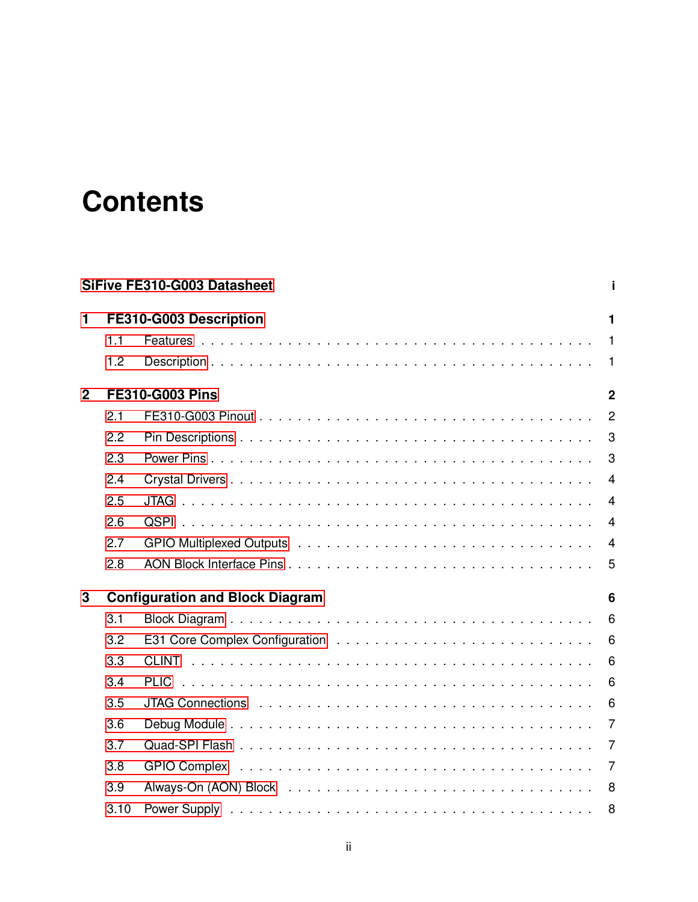# Contents

**SiFive FE310-G003 Datasheet** **i**

**1 FE310-G003 Description** **1**

- 1.1 Features . . . . . . . . . . . . . . . . . . . . . . . . . . . . . . . . . . . . . 1
- 1.2 Description . . . . . . . . . . . . . . . . . . . . . . . . . . . . . . . . . . . . 1

**2 FE310-G003 Pins** **2**

- 2.1 FE310-G003 Pinout . . . . . . . . . . . . . . . . . . . . . . . . . . . . . . . 2
- 2.2 Pin Descriptions . . . . . . . . . . . . . . . . . . . . . . . . . . . . . . . . 3
- 2.3 Power Pins . . . . . . . . . . . . . . . . . . . . . . . . . . . . . . . . . . . 3
- 2.4 Crystal Drivers . . . . . . . . . . . . . . . . . . . . . . . . . . . . . . . . . 4
- 2.5 JTAG . . . . . . . . . . . . . . . . . . . . . . . . . . . . . . . . . . . . . . 4
- 2.6 QSPI . . . . . . . . . . . . . . . . . . . . . . . . . . . . . . . . . . . . . . 4
- 2.7 GPIO Multiplexed Outputs . . . . . . . . . . . . . . . . . . . . . . . . . . 4
- 2.8 AON Block Interface Pins . . . . . . . . . . . . . . . . . . . . . . . . . . . 5

**3 Configuration and Block Diagram** **6**

- 3.1 Block Diagram . . . . . . . . . . . . . . . . . . . . . . . . . . . . . . . . . 6
- 3.2 E31 Core Complex Configuration . . . . . . . . . . . . . . . . . . . . . . . 6
- 3.3 CLINT . . . . . . . . . . . . . . . . . . . . . . . . . . . . . . . . . . . . . . 6
- 3.4 PLIC . . . . . . . . . . . . . . . . . . . . . . . . . . . . . . . . . . . . . . . 6
- 3.5 JTAG Connections . . . . . . . . . . . . . . . . . . . . . . . . . . . . . . . 6
- 3.6 Debug Module . . . . . . . . . . . . . . . . . . . . . . . . . . . . . . . . . 7
- 3.7 Quad-SPI Flash . . . . . . . . . . . . . . . . . . . . . . . . . . . . . . . . 7
- 3.8 GPIO Complex . . . . . . . . . . . . . . . . . . . . . . . . . . . . . . . . . 7
- 3.9 Always-On (AON) Block . . . . . . . . . . . . . . . . . . . . . . . . . . . . 8
- 3.10 Power Supply . . . . . . . . . . . . . . . . . . . . . . . . . . . . . . . . . 8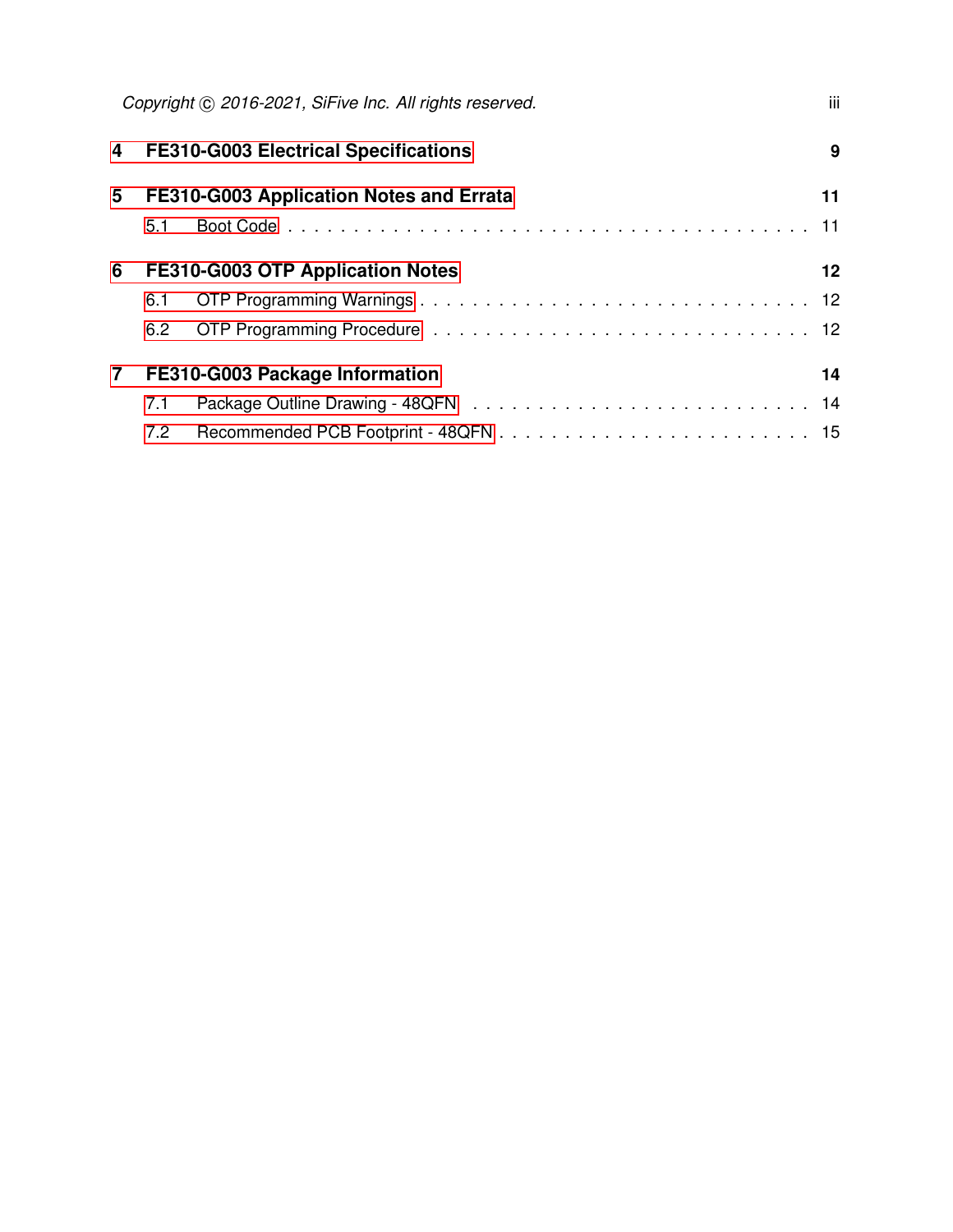**4 FE310-G003 Electrical Specifications** 9

**5 FE310-G003 Application Notes and Errata** 11

5.1 Boot Code . . . . . . . . . . . . . . . . . . . . . . . . . . . . . . . . . . . . . . . . 11

**6 FE310-G003 OTP Application Notes** 12

6.1 OTP Programming Warnings . . . . . . . . . . . . . . . . . . . . . . . . . . . . . . 12

6.2 OTP Programming Procedure . . . . . . . . . . . . . . . . . . . . . . . . . . . . . 12

**7 FE310-G003 Package Information** 14

7.1 Package Outline Drawing - 48QFN . . . . . . . . . . . . . . . . . . . . . . . . . . 14

7.2 Recommended PCB Footprint - 48QFN . . . . . . . . . . . . . . . . . . . . . . . 15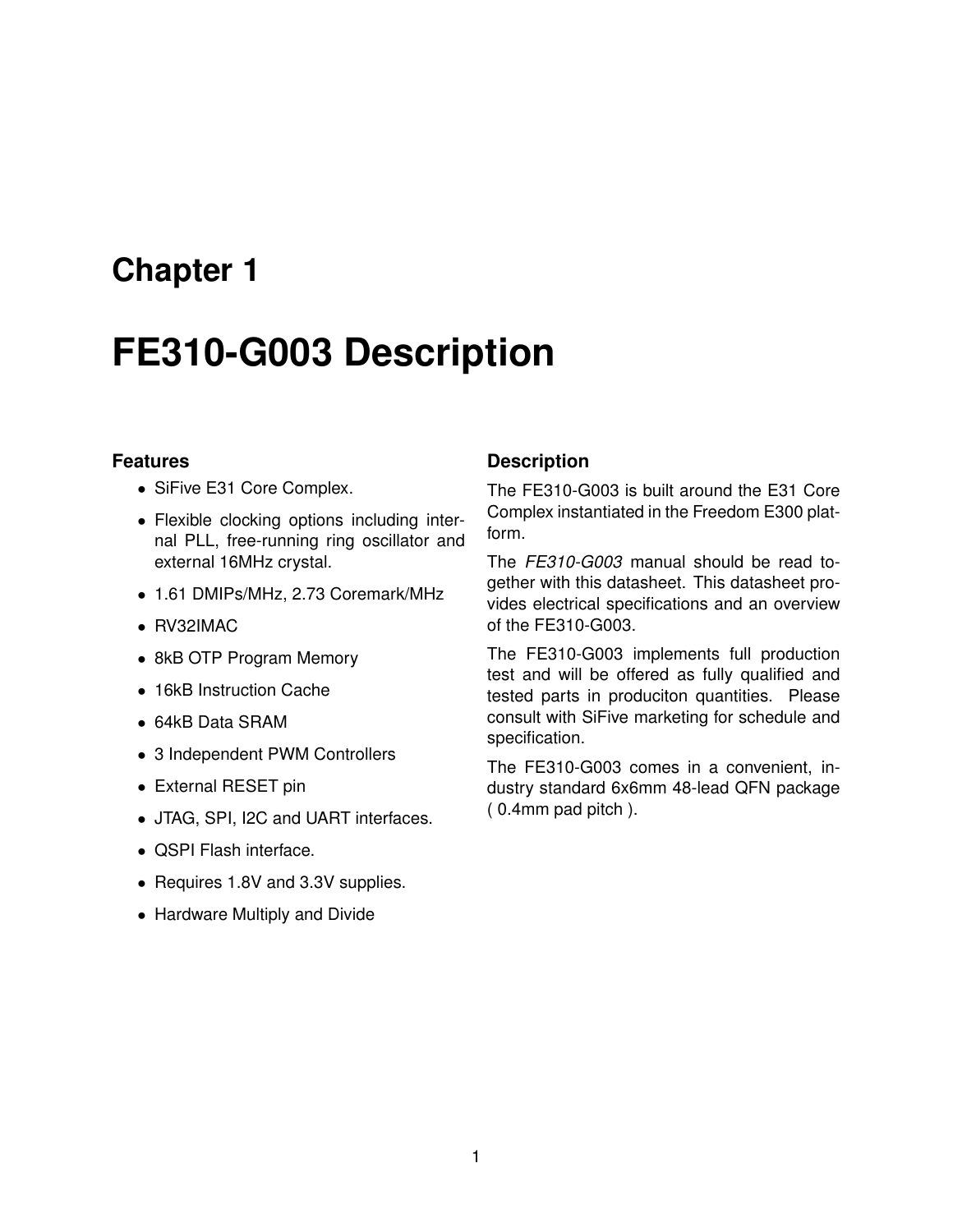# Chapter 1

# FE310-G003 Description

### Features

- SiFive E31 Core Complex.
- Flexible clocking options including internal PLL, free-running ring oscillator and external 16MHz crystal.
- 1.61 DMIPs/MHz, 2.73 Coremark/MHz
- RV32IMAC
- 8kB OTP Program Memory
- 16kB Instruction Cache
- 64kB Data SRAM
- 3 Independent PWM Controllers
- External RESET pin
- JTAG, SPI, I2C and UART interfaces.
- QSPI Flash interface.
- Requires 1.8V and 3.3V supplies.
- Hardware Multiply and Divide

### Description

The FE310-G003 is built around the E31 Core Complex instantiated in the Freedom E300 platform.

The *FE310-G003* manual should be read together with this datasheet. This datasheet provides electrical specifications and an overview of the FE310-G003.

The FE310-G003 implements full production test and will be offered as fully qualified and tested parts in produciton quantities. Please consult with SiFive marketing for schedule and specification.

The FE310-G003 comes in a convenient, industry standard 6x6mm 48-lead QFN package ( 0.4mm pad pitch ).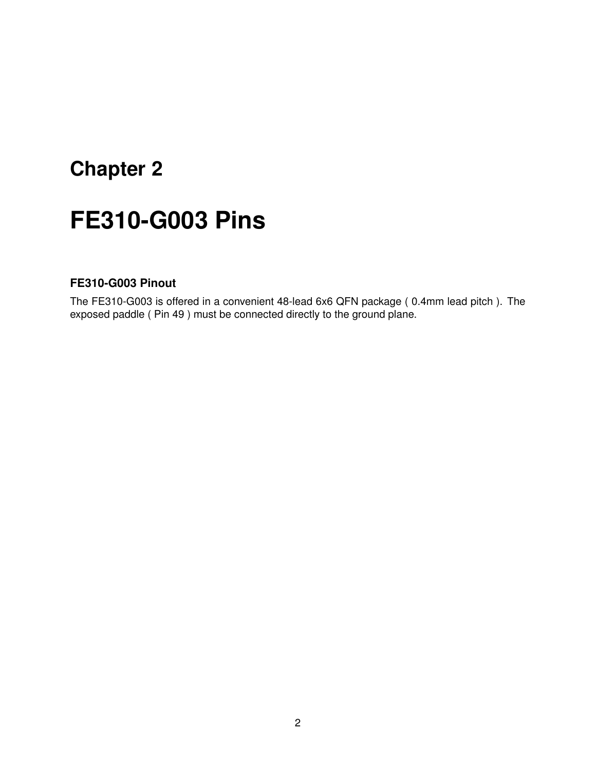# Chapter 2

# FE310-G003 Pins

### FE310-G003 Pinout

The FE310-G003 is offered in a convenient 48-lead 6x6 QFN package ( 0.4mm lead pitch ). The exposed paddle ( Pin 49 ) must be connected directly to the ground plane.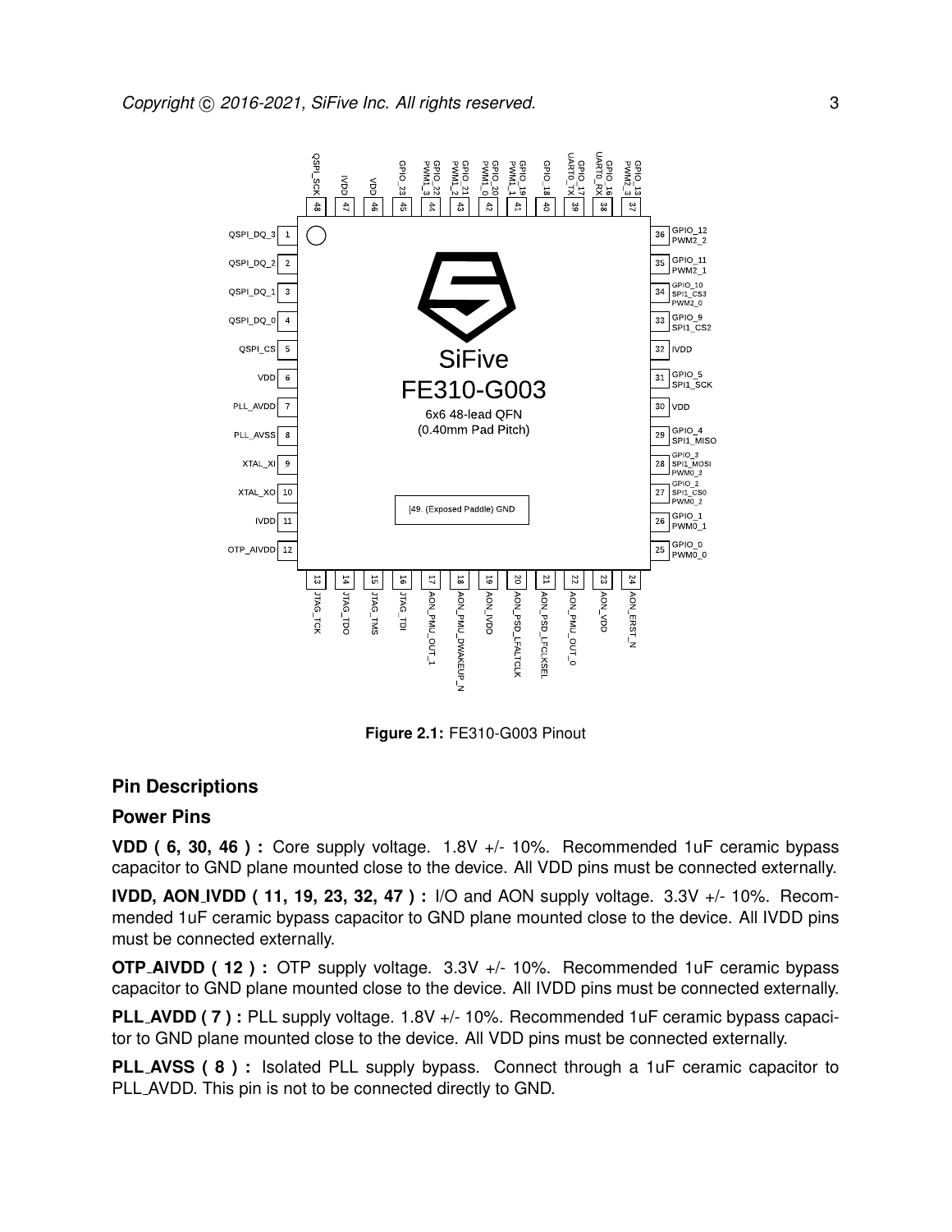Figure 2.1: FE310-G003 Pinout

## Pin Descriptions

### Power Pins

**VDD ( 6, 30, 46 ) :** Core supply voltage. 1.8V +/- 10%. Recommended 1uF ceramic bypass capacitor to GND plane mounted close to the device. All VDD pins must be connected externally.

**IVDD, AON_IVDD ( 11, 19, 23, 32, 47 ) :** I/O and AON supply voltage. 3.3V +/- 10%. Recommended 1uF ceramic bypass capacitor to GND plane mounted close to the device. All IVDD pins must be connected externally.

**OTP_AIVDD ( 12 ) :** OTP supply voltage. 3.3V +/- 10%. Recommended 1uF ceramic bypass capacitor to GND plane mounted close to the device. All IVDD pins must be connected externally.

**PLL_AVDD ( 7 ) :** PLL supply voltage. 1.8V +/- 10%. Recommended 1uF ceramic bypass capacitor to GND plane mounted close to the device. All VDD pins must be connected externally.

**PLL_AVSS ( 8 ) :** Isolated PLL supply bypass. Connect through a 1uF ceramic capacitor to PLL_AVDD. This pin is not to be connected directly to GND.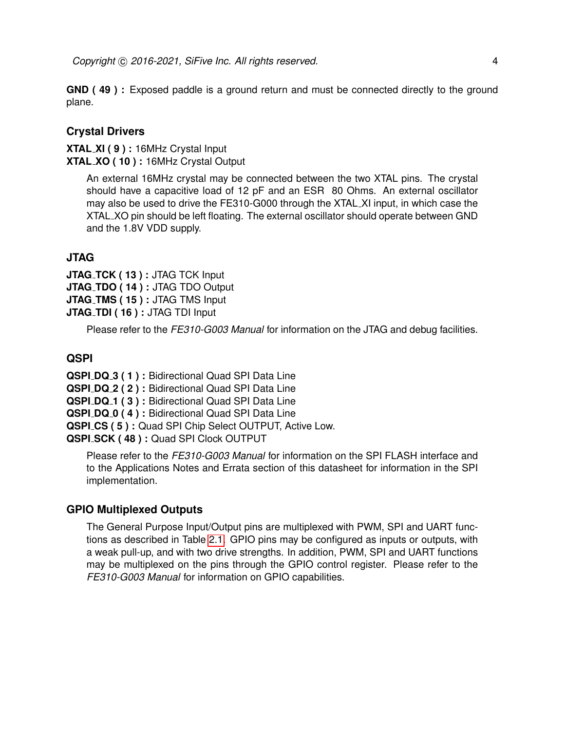**GND ( 49 ) :** Exposed paddle is a ground return and must be connected directly to the ground plane.

### Crystal Drivers

**XTAL_XI ( 9 ) :** 16MHz Crystal Input
**XTAL_XO ( 10 ) :** 16MHz Crystal Output

An external 16MHz crystal may be connected between the two XTAL pins. The crystal should have a capacitive load of 12 pF and an ESR 80 Ohms. An external oscillator may also be used to drive the FE310-G000 through the XTAL_XI input, in which case the XTAL_XO pin should be left floating. The external oscillator should operate between GND and the 1.8V VDD supply.

### JTAG

**JTAG_TCK ( 13 ) :** JTAG TCK Input
**JTAG_TDO ( 14 ) :** JTAG TDO Output
**JTAG_TMS ( 15 ) :** JTAG TMS Input
**JTAG_TDI ( 16 ) :** JTAG TDI Input

Please refer to the *FE310-G003 Manual* for information on the JTAG and debug facilities.

### QSPI

**QSPI_DQ_3 ( 1 ) :** Bidirectional Quad SPI Data Line
**QSPI_DQ_2 ( 2 ) :** Bidirectional Quad SPI Data Line
**QSPI_DQ_1 ( 3 ) :** Bidirectional Quad SPI Data Line
**QSPI_DQ_0 ( 4 ) :** Bidirectional Quad SPI Data Line
**QSPI_CS ( 5 ) :** Quad SPI Chip Select OUTPUT, Active Low.
**QSPI_SCK ( 48 ) :** Quad SPI Clock OUTPUT

Please refer to the *FE310-G003 Manual* for information on the SPI FLASH interface and to the Applications Notes and Errata section of this datasheet for information in the SPI implementation.

### GPIO Multiplexed Outputs

The General Purpose Input/Output pins are multiplexed with PWM, SPI and UART functions as described in Table 2.1. GPIO pins may be configured as inputs or outputs, with a weak pull-up, and with two drive strengths. In addition, PWM, SPI and UART functions may be multiplexed on the pins through the GPIO control register. Please refer to the *FE310-G003 Manual* for information on GPIO capabilities.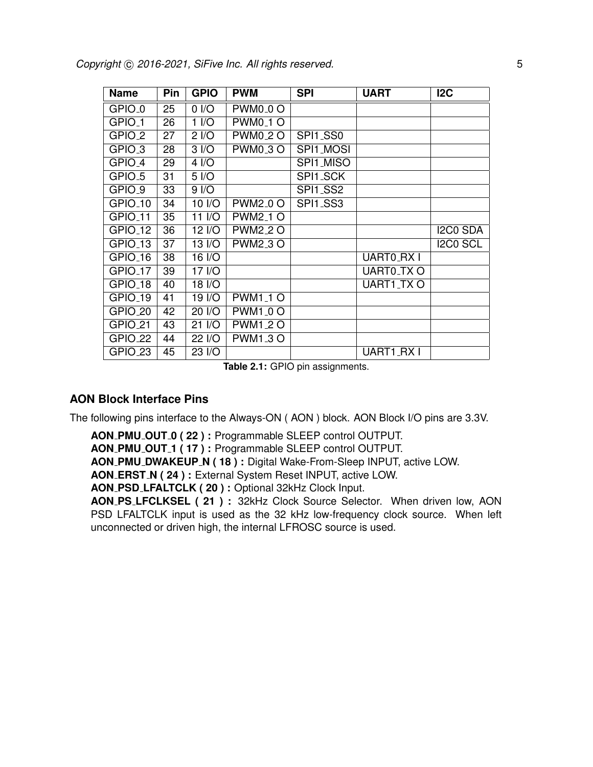| Name | Pin | GPIO | PWM | SPI | UART | I2C |
|---|---|---|---|---|---|---|
| GPIO_0 | 25 | 0 I/O | PWM0_0 O | | | |
| GPIO_1 | 26 | 1 I/O | PWM0_1 O | | | |
| GPIO_2 | 27 | 2 I/O | PWM0_2 O | SPI1_SS0 | | |
| GPIO_3 | 28 | 3 I/O | PWM0_3 O | SPI1_MOSI | | |
| GPIO_4 | 29 | 4 I/O | | SPI1_MISO | | |
| GPIO_5 | 31 | 5 I/O | | SPI1_SCK | | |
| GPIO_9 | 33 | 9 I/O | | SPI1_SS2 | | |
| GPIO_10 | 34 | 10 I/O | PWM2_0 O | SPI1_SS3 | | |
| GPIO_11 | 35 | 11 I/O | PWM2_1 O | | | |
| GPIO_12 | 36 | 12 I/O | PWM2_2 O | | | I2C0 SDA |
| GPIO_13 | 37 | 13 I/O | PWM2_3 O | | | I2C0 SCL |
| GPIO_16 | 38 | 16 I/O | | | UART0_RX I | |
| GPIO_17 | 39 | 17 I/O | | | UART0_TX O | |
| GPIO_18 | 40 | 18 I/O | | | UART1_TX O | |
| GPIO_19 | 41 | 19 I/O | PWM1_1 O | | | |
| GPIO_20 | 42 | 20 I/O | PWM1_0 O | | | |
| GPIO_21 | 43 | 21 I/O | PWM1_2 O | | | |
| GPIO_22 | 44 | 22 I/O | PWM1_3 O | | | |
| GPIO_23 | 45 | 23 I/O | | | UART1_RX I | |

**Table 2.1:** GPIO pin assignments.

### AON Block Interface Pins

The following pins interface to the Always-ON ( AON ) block. AON Block I/O pins are 3.3V.

**AON_PMU_OUT_0 ( 22 ) :** Programmable SLEEP control OUTPUT.
**AON_PMU_OUT_1 ( 17 ) :** Programmable SLEEP control OUTPUT.
**AON_PMU_DWAKEUP_N ( 18 ) :** Digital Wake-From-Sleep INPUT, active LOW.
**AON_ERST_N ( 24 ) :** External System Reset INPUT, active LOW.
**AON_PSD_LFALTCLK ( 20 ) :** Optional 32kHz Clock Input.
**AON_PS_LFCLKSEL ( 21 ) :** 32kHz Clock Source Selector. When driven low, AON PSD LFALTCLK input is used as the 32 kHz low-frequency clock source. When left unconnected or driven high, the internal LFROSC source is used.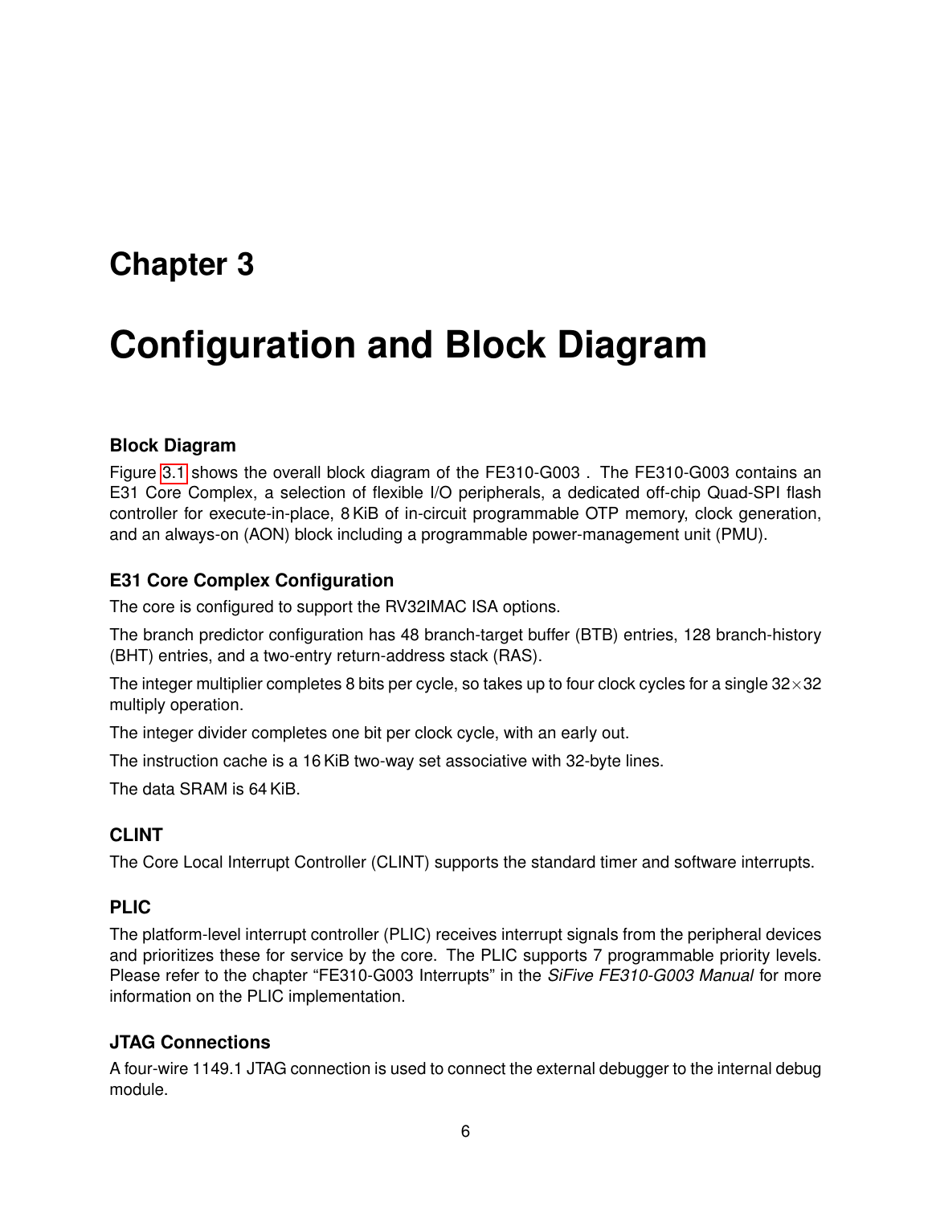# Chapter 3

# Configuration and Block Diagram

### Block Diagram

Figure 3.1 shows the overall block diagram of the FE310-G003 . The FE310-G003 contains an E31 Core Complex, a selection of flexible I/O peripherals, a dedicated off-chip Quad-SPI flash controller for execute-in-place, 8 KiB of in-circuit programmable OTP memory, clock generation, and an always-on (AON) block including a programmable power-management unit (PMU).

### E31 Core Complex Configuration

The core is configured to support the RV32IMAC ISA options.

The branch predictor configuration has 48 branch-target buffer (BTB) entries, 128 branch-history (BHT) entries, and a two-entry return-address stack (RAS).

The integer multiplier completes 8 bits per cycle, so takes up to four clock cycles for a single $32 \times 32$ multiply operation.

The integer divider completes one bit per clock cycle, with an early out.

The instruction cache is a 16 KiB two-way set associative with 32-byte lines.

The data SRAM is 64 KiB.

### CLINT

The Core Local Interrupt Controller (CLINT) supports the standard timer and software interrupts.

### PLIC

The platform-level interrupt controller (PLIC) receives interrupt signals from the peripheral devices and prioritizes these for service by the core. The PLIC supports 7 programmable priority levels. Please refer to the chapter "FE310-G003 Interrupts" in the *SiFive FE310-G003 Manual* for more information on the PLIC implementation.

### JTAG Connections

A four-wire 1149.1 JTAG connection is used to connect the external debugger to the internal debug module.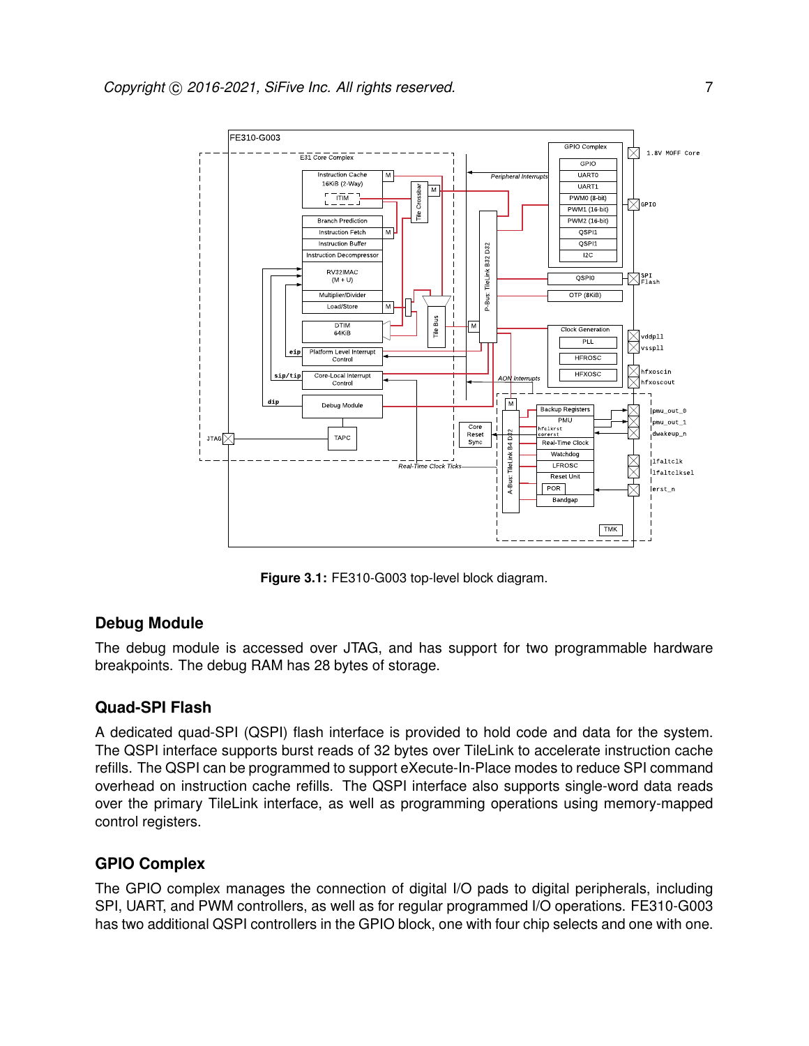**Figure 3.1:** FE310-G003 top-level block diagram.

### Debug Module

The debug module is accessed over JTAG, and has support for two programmable hardware breakpoints. The debug RAM has 28 bytes of storage.

### Quad-SPI Flash

A dedicated quad-SPI (QSPI) flash interface is provided to hold code and data for the system. The QSPI interface supports burst reads of 32 bytes over TileLink to accelerate instruction cache refills. The QSPI can be programmed to support eXecute-In-Place modes to reduce SPI command overhead on instruction cache refills. The QSPI interface also supports single-word data reads over the primary TileLink interface, as well as programming operations using memory-mapped control registers.

### GPIO Complex

The GPIO complex manages the connection of digital I/O pads to digital peripherals, including SPI, UART, and PWM controllers, as well as for regular programmed I/O operations. FE310-G003 has two additional QSPI controllers in the GPIO block, one with four chip selects and one with one.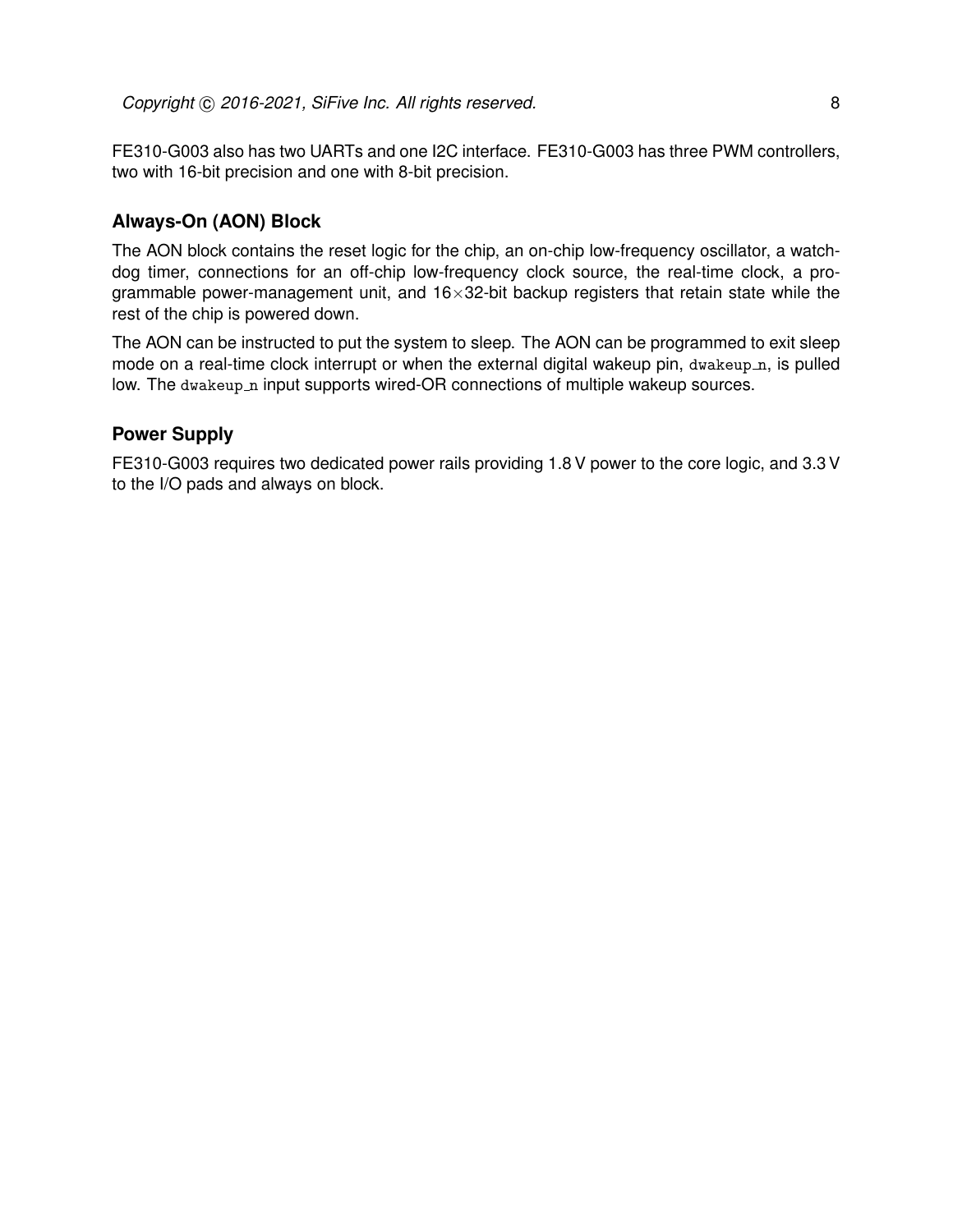FE310-G003 also has two UARTs and one I2C interface. FE310-G003 has three PWM controllers, two with 16-bit precision and one with 8-bit precision.

## Always-On (AON) Block

The AON block contains the reset logic for the chip, an on-chip low-frequency oscillator, a watchdog timer, connections for an off-chip low-frequency clock source, the real-time clock, a programmable power-management unit, and 16×32-bit backup registers that retain state while the rest of the chip is powered down.

The AON can be instructed to put the system to sleep. The AON can be programmed to exit sleep mode on a real-time clock interrupt or when the external digital wakeup pin, `dwakeup_n`, is pulled low. The `dwakeup_n` input supports wired-OR connections of multiple wakeup sources.

## Power Supply

FE310-G003 requires two dedicated power rails providing 1.8 V power to the core logic, and 3.3 V to the I/O pads and always on block.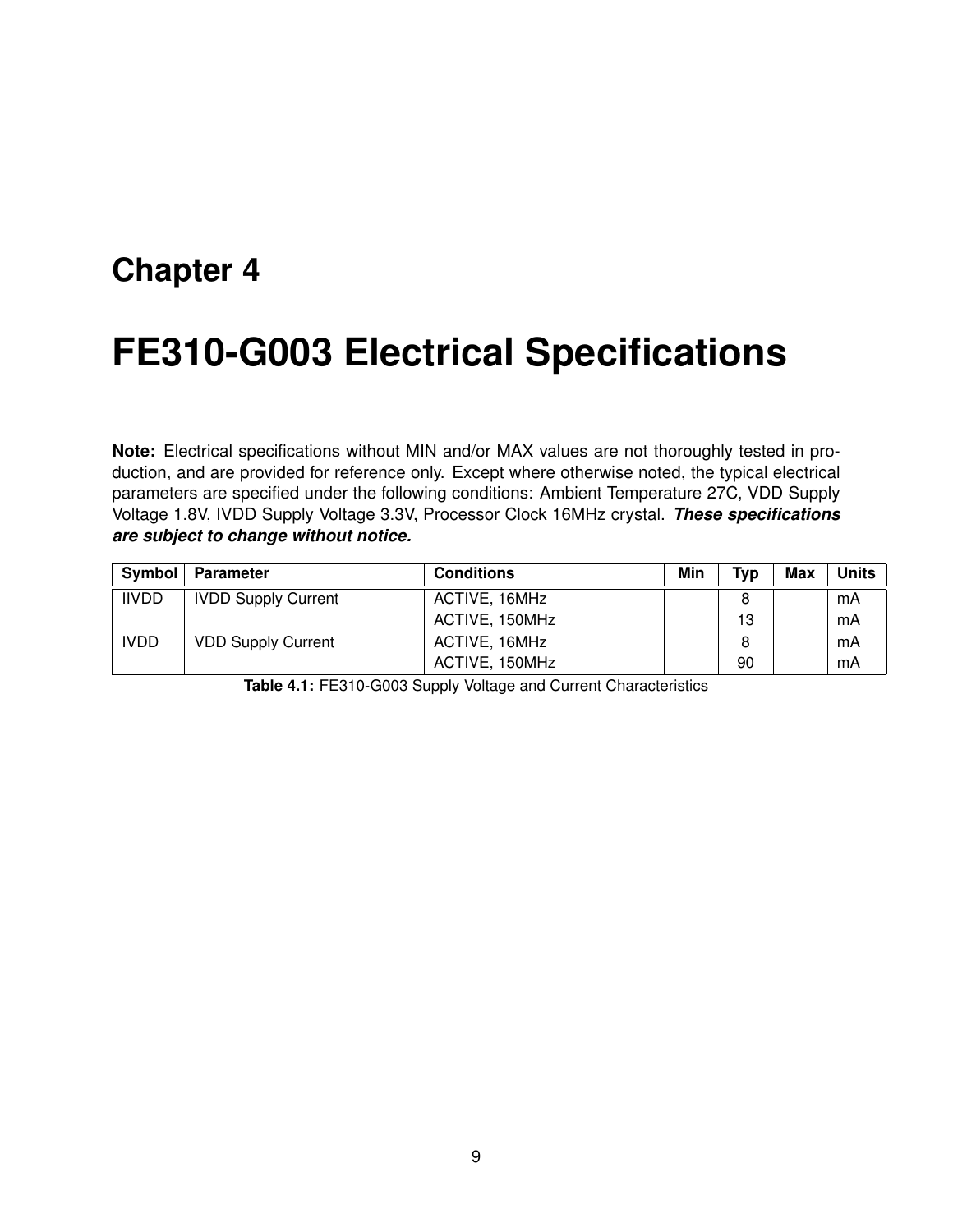# Chapter 4

# FE310-G003 Electrical Specifications

**Note:** Electrical specifications without MIN and/or MAX values are not thoroughly tested in production, and are provided for reference only. Except where otherwise noted, the typical electrical parameters are specified under the following conditions: Ambient Temperature 27C, VDD Supply Voltage 1.8V, IVDD Supply Voltage 3.3V, Processor Clock 16MHz crystal. ***These specifications are subject to change without notice.***

| Symbol | Parameter | Conditions | Min | Typ | Max | Units |
|---|---|---|---|---|---|---|
| IIVDD | IVDD Supply Current | ACTIVE, 16MHz | | 8 | | mA |
| | | ACTIVE, 150MHz | | 13 | | mA |
| IVDD | VDD Supply Current | ACTIVE, 16MHz | | 8 | | mA |
| | | ACTIVE, 150MHz | | 90 | | mA |

**Table 4.1:** FE310-G003 Supply Voltage and Current Characteristics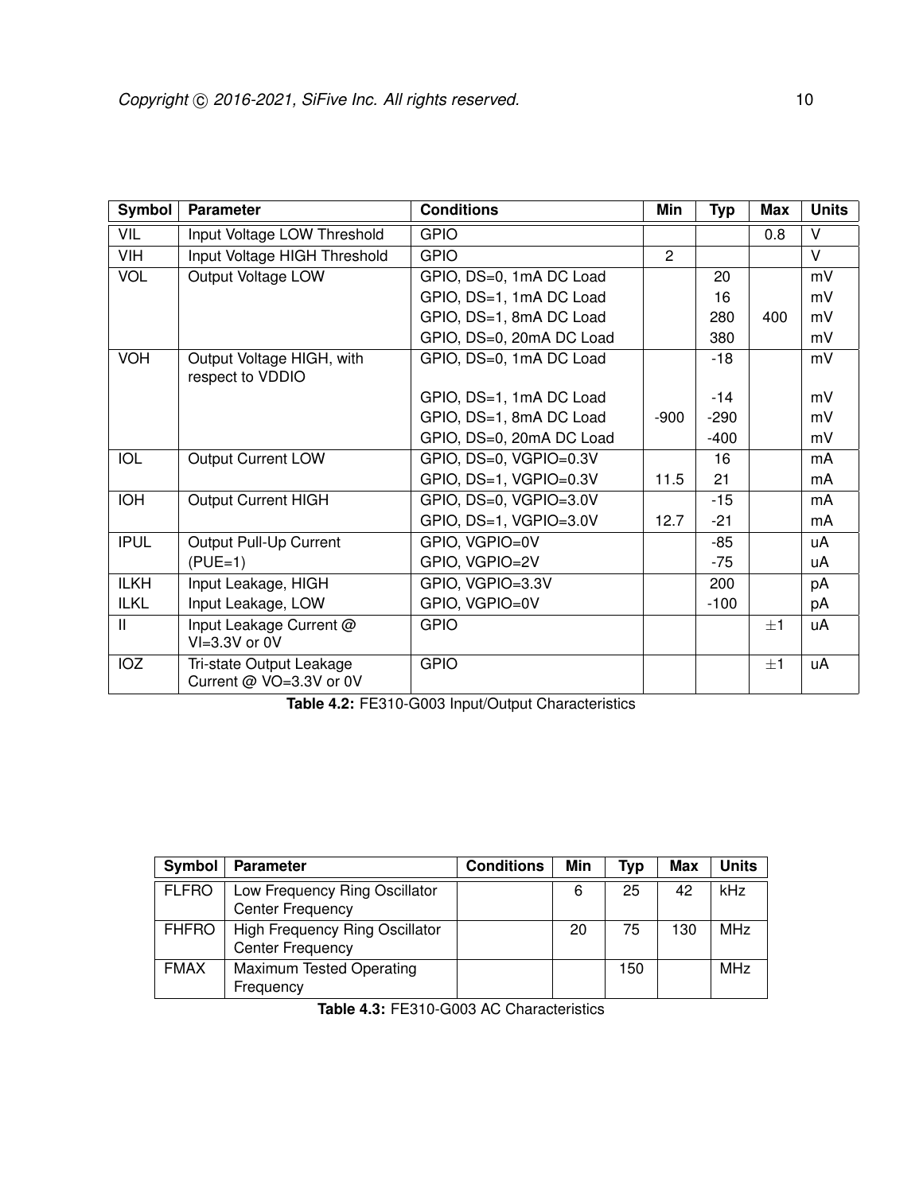| Symbol | Parameter | Conditions | Min | Typ | Max | Units |
|---|---|---|---|---|---|---|
| VIL | Input Voltage LOW Threshold | GPIO | | | 0.8 | V |
| VIH | Input Voltage HIGH Threshold | GPIO | 2 | | | V |
| VOL | Output Voltage LOW | GPIO, DS=0, 1mA DC Load | | 20 | | mV |
| | | GPIO, DS=1, 1mA DC Load | | 16 | | mV |
| | | GPIO, DS=1, 8mA DC Load | | 280 | 400 | mV |
| | | GPIO, DS=0, 20mA DC Load | | 380 | | mV |
| VOH | Output Voltage HIGH, with respect to VDDIO | GPIO, DS=0, 1mA DC Load | | -18 | | mV |
| | | GPIO, DS=1, 1mA DC Load | | -14 | | mV |
| | | GPIO, DS=1, 8mA DC Load | -900 | -290 | | mV |
| | | GPIO, DS=0, 20mA DC Load | | -400 | | mV |
| IOL | Output Current LOW | GPIO, DS=0, VGPIO=0.3V | | 16 | | mA |
| | | GPIO, DS=1, VGPIO=0.3V | 11.5 | 21 | | mA |
| IOH | Output Current HIGH | GPIO, DS=0, VGPIO=3.0V | | -15 | | mA |
| | | GPIO, DS=1, VGPIO=3.0V | 12.7 | -21 | | mA |
| IPUL | Output Pull-Up Current (PUE=1) | GPIO, VGPIO=0V | | -85 | | uA |
| | | GPIO, VGPIO=2V | | -75 | | uA |
| ILKH | Input Leakage, HIGH | GPIO, VGPIO=3.3V | | 200 | | pA |
| ILKL | Input Leakage, LOW | GPIO, VGPIO=0V | | -100 | | pA |
| II | Input Leakage Current @ VI=3.3V or 0V | GPIO | | | ±1 | uA |
| IOZ | Tri-state Output Leakage Current @ VO=3.3V or 0V | GPIO | | | ±1 | uA |

**Table 4.2:** FE310-G003 Input/Output Characteristics

| Symbol | Parameter | Conditions | Min | Typ | Max | Units |
|---|---|---|---|---|---|---|
| FLFRO | Low Frequency Ring Oscillator Center Frequency | | 6 | 25 | 42 | kHz |
| FHFRO | High Frequency Ring Oscillator Center Frequency | | 20 | 75 | 130 | MHz |
| FMAX | Maximum Tested Operating Frequency | | | 150 | | MHz |

**Table 4.3:** FE310-G003 AC Characteristics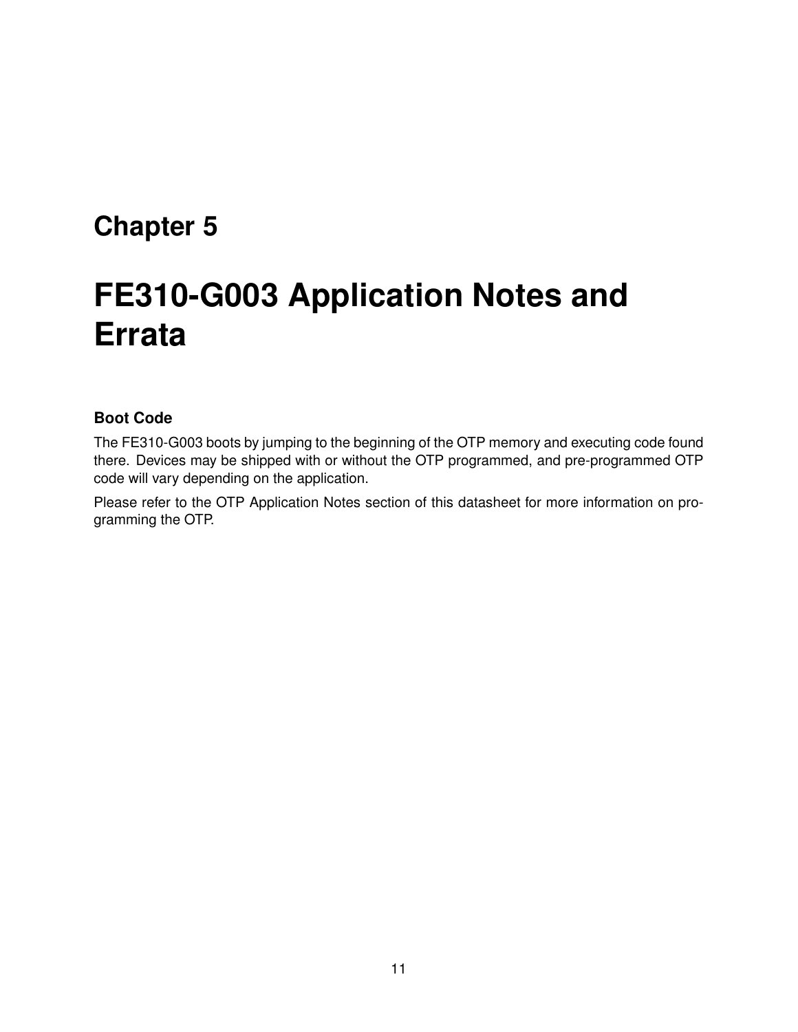# Chapter 5

# FE310-G003 Application Notes and Errata

### Boot Code

The FE310-G003 boots by jumping to the beginning of the OTP memory and executing code found there. Devices may be shipped with or without the OTP programmed, and pre-programmed OTP code will vary depending on the application.

Please refer to the OTP Application Notes section of this datasheet for more information on programming the OTP.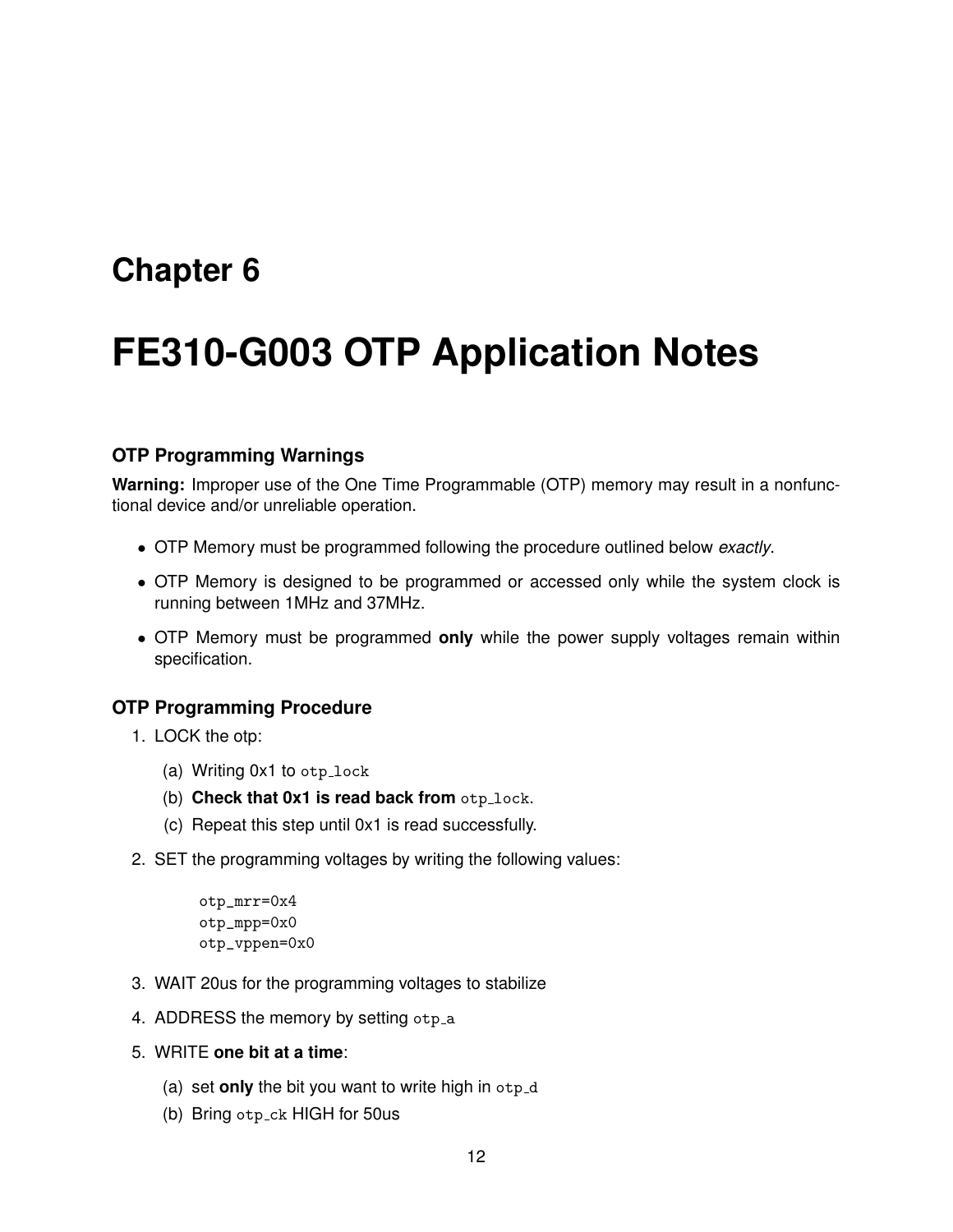# Chapter 6

# FE310-G003 OTP Application Notes

### OTP Programming Warnings

**Warning:** Improper use of the One Time Programmable (OTP) memory may result in a nonfunctional device and/or unreliable operation.

- OTP Memory must be programmed following the procedure outlined below *exactly*.
- OTP Memory is designed to be programmed or accessed only while the system clock is running between 1MHz and 37MHz.
- OTP Memory must be programmed **only** while the power supply voltages remain within specification.

### OTP Programming Procedure

1. LOCK the otp:
   (a) Writing 0x1 to `otp_lock`
   (b) **Check that 0x1 is read back from** `otp_lock`.
   (c) Repeat this step until 0x1 is read successfully.
2. SET the programming voltages by writing the following values:

   ```
   otp_mrr=0x4
   otp_mpp=0x0
   otp_vppen=0x0
   ```

3. WAIT 20us for the programming voltages to stabilize
4. ADDRESS the memory by setting `otp_a`
5. WRITE **one bit at a time**:
   (a) set **only** the bit you want to write high in `otp_d`
   (b) Bring `otp_ck` HIGH for 50us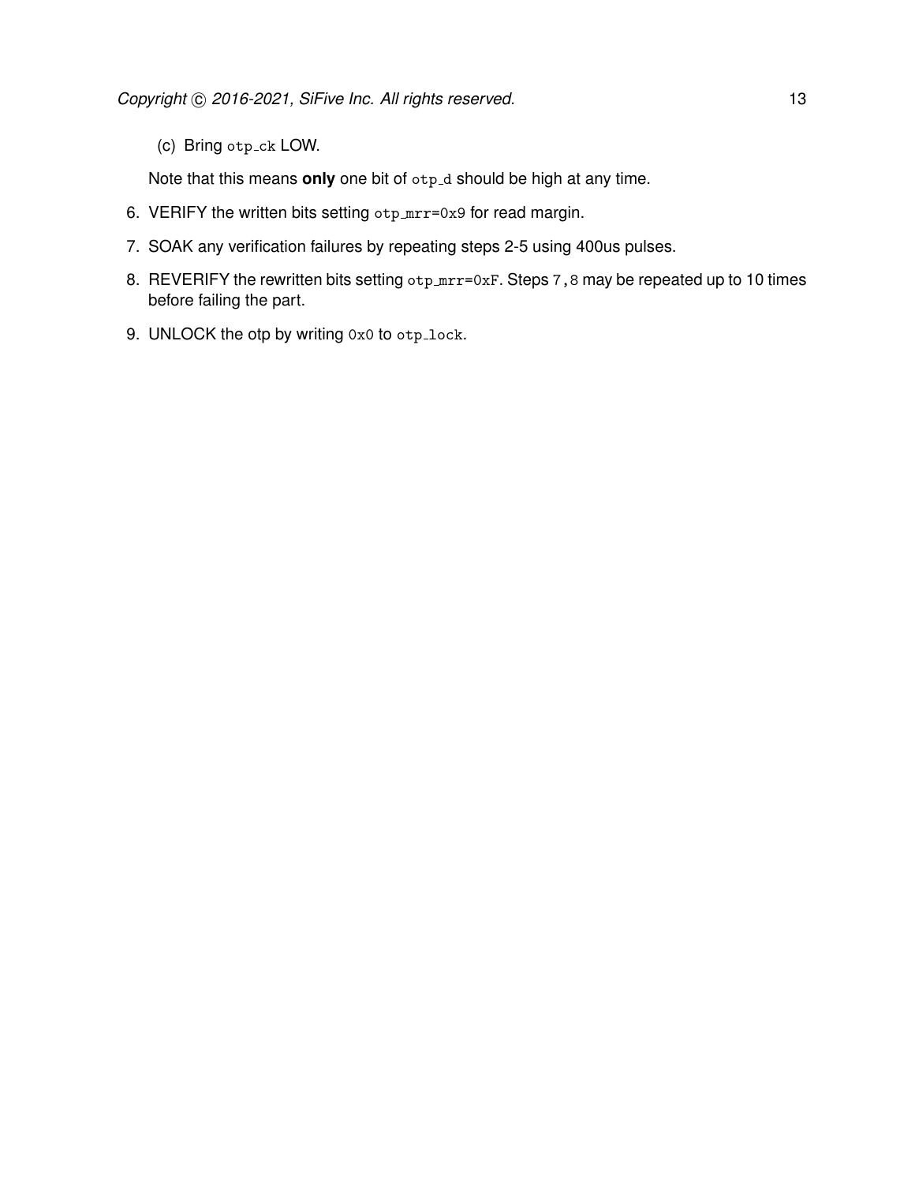(c) Bring `otp_ck` LOW.

Note that this means **only** one bit of `otp_d` should be high at any time.

6. VERIFY the written bits setting `otp_mrr=0x9` for read margin.
7. SOAK any verification failures by repeating steps 2-5 using 400us pulses.
8. REVERIFY the rewritten bits setting `otp_mrr=0xF`. Steps `7,8` may be repeated up to 10 times before failing the part.
9. UNLOCK the otp by writing `0x0` to `otp_lock`.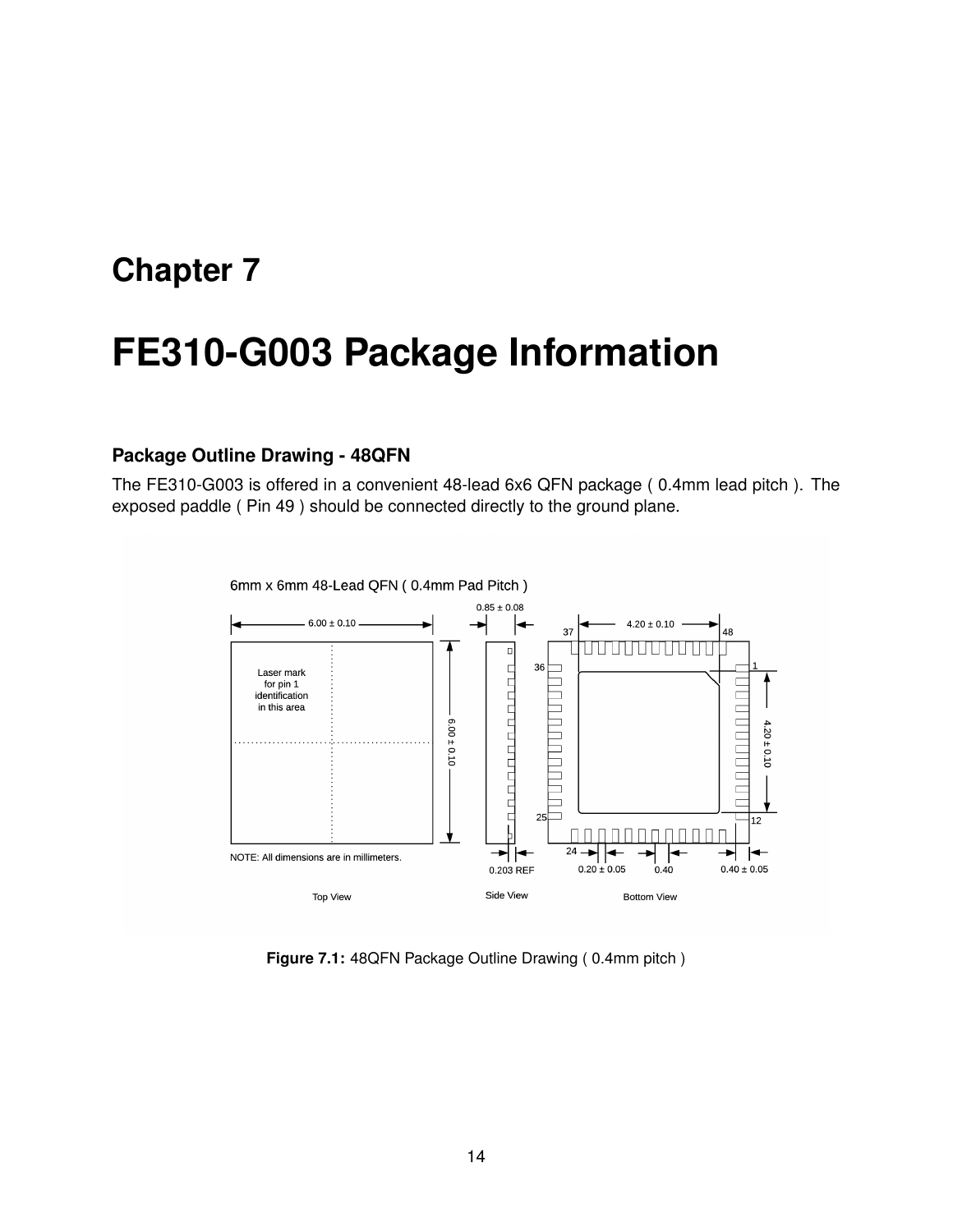# Chapter 7

# FE310-G003 Package Information

### Package Outline Drawing - 48QFN

The FE310-G003 is offered in a convenient 48-lead 6x6 QFN package ( 0.4mm lead pitch ). The exposed paddle ( Pin 49 ) should be connected directly to the ground plane.

6mm x 6mm 48-Lead QFN ( 0.4mm Pad Pitch )

6.00 ± 0.10

Laser mark for pin 1 identification in this area

6.00 ± 0.10

NOTE: All dimensions are in millimeters.

Top View

0.85 ± 0.08

0.203 REF

Side View

4.20 ± 0.10

37

48

36

1

4.20 ± 0.10

25

12

24

0.20 ± 0.05

0.40

0.40 ± 0.05

Bottom View

**Figure 7.1:** 48QFN Package Outline Drawing ( 0.4mm pitch )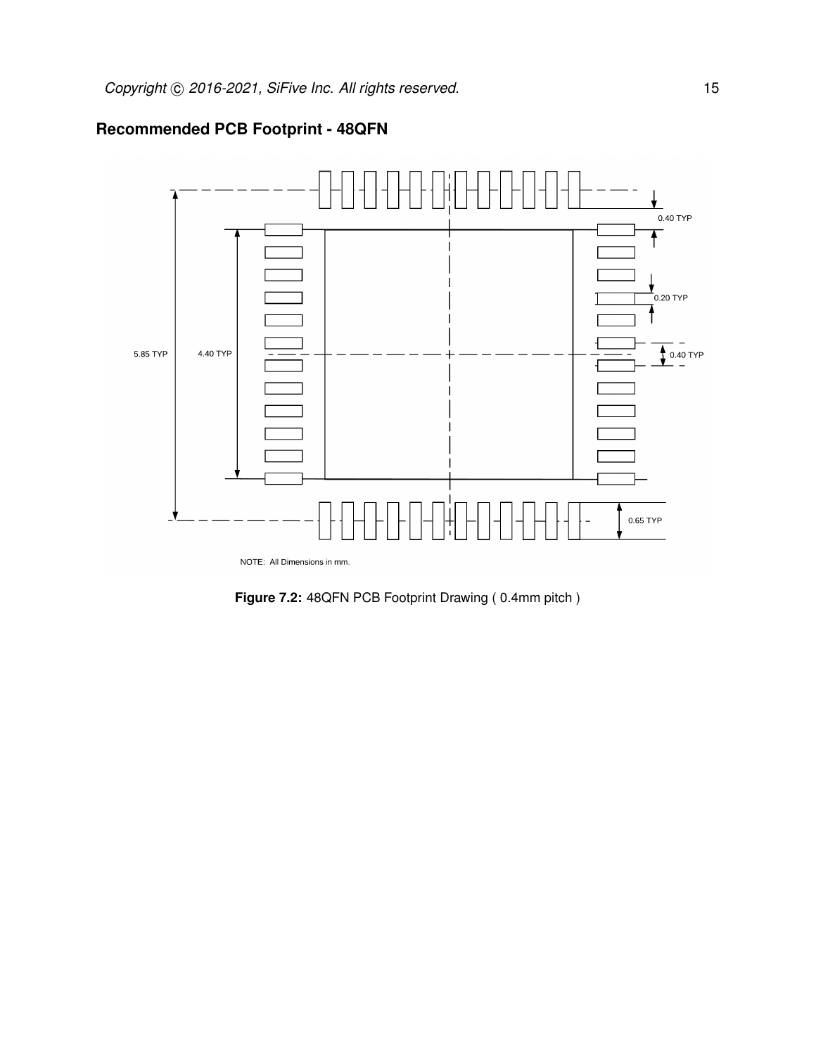## Recommended PCB Footprint - 48QFN

0.40 TYP

0.20 TYP

5.85 TYP

4.40 TYP

0.40 TYP

0.65 TYP

NOTE: All Dimensions in mm.

**Figure 7.2:** 48QFN PCB Footprint Drawing ( 0.4mm pitch )